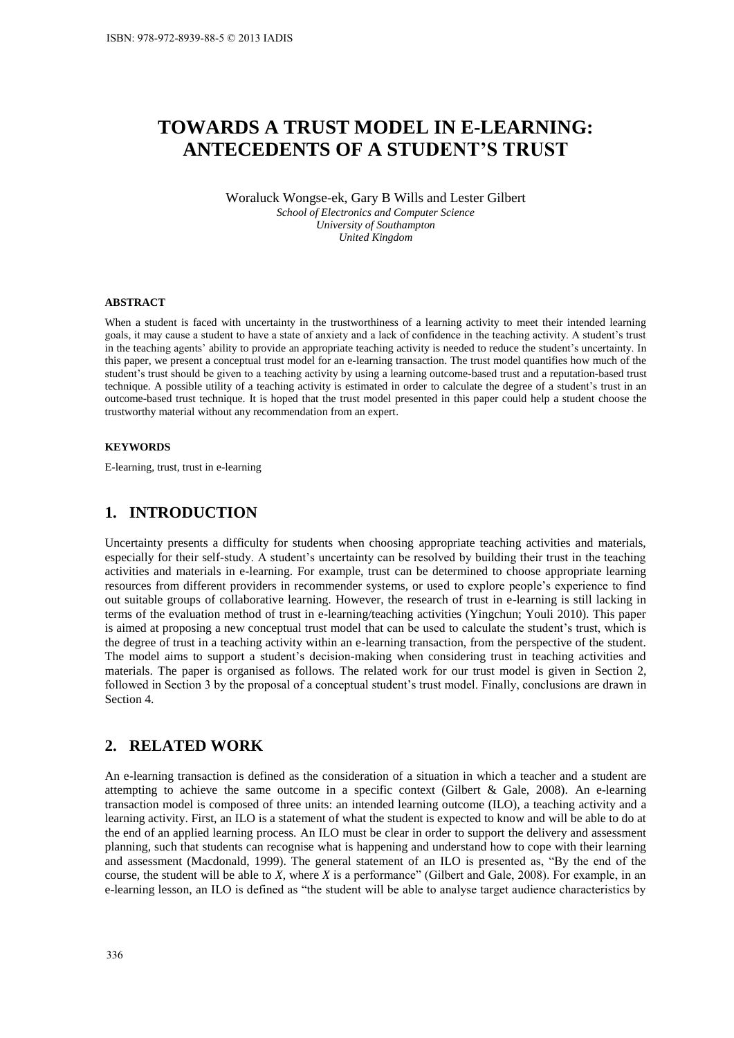# TOWARDS A TRUST MODEL IN E-LEARNING: ANTECEDENTS OF A STUDENT'S TRUST

Woraluck Wongse-ek, Gary B Wills and Lester Gilbert
*School of Electronics and Computer Science*
*University of Southampton*
*United Kingdom*

#### ABSTRACT

When a student is faced with uncertainty in the trustworthiness of a learning activity to meet their intended learning goals, it may cause a student to have a state of anxiety and a lack of confidence in the teaching activity. A student's trust in the teaching agents' ability to provide an appropriate teaching activity is needed to reduce the student's uncertainty. In this paper, we present a conceptual trust model for an e-learning transaction. The trust model quantifies how much of the student's trust should be given to a teaching activity by using a learning outcome-based trust and a reputation-based trust technique. A possible utility of a teaching activity is estimated in order to calculate the degree of a student's trust in an outcome-based trust technique. It is hoped that the trust model presented in this paper could help a student choose the trustworthy material without any recommendation from an expert.

#### KEYWORDS

E-learning, trust, trust in e-learning

## 1. INTRODUCTION

Uncertainty presents a difficulty for students when choosing appropriate teaching activities and materials, especially for their self-study. A student's uncertainty can be resolved by building their trust in the teaching activities and materials in e-learning. For example, trust can be determined to choose appropriate learning resources from different providers in recommender systems, or used to explore people's experience to find out suitable groups of collaborative learning. However, the research of trust in e-learning is still lacking in terms of the evaluation method of trust in e-learning/teaching activities (Yingchun; Youli 2010). This paper is aimed at proposing a new conceptual trust model that can be used to calculate the student's trust, which is the degree of trust in a teaching activity within an e-learning transaction, from the perspective of the student. The model aims to support a student's decision-making when considering trust in teaching activities and materials. The paper is organised as follows. The related work for our trust model is given in Section 2, followed in Section 3 by the proposal of a conceptual student's trust model. Finally, conclusions are drawn in Section 4.

## 2. RELATED WORK

An e-learning transaction is defined as the consideration of a situation in which a teacher and a student are attempting to achieve the same outcome in a specific context (Gilbert & Gale, 2008). An e-learning transaction model is composed of three units: an intended learning outcome (ILO), a teaching activity and a learning activity. First, an ILO is a statement of what the student is expected to know and will be able to do at the end of an applied learning process. An ILO must be clear in order to support the delivery and assessment planning, such that students can recognise what is happening and understand how to cope with their learning and assessment (Macdonald, 1999). The general statement of an ILO is presented as, "By the end of the course, the student will be able to *X*, where *X* is a performance" (Gilbert and Gale, 2008). For example, in an e-learning lesson, an ILO is defined as "the student will be able to analyse target audience characteristics by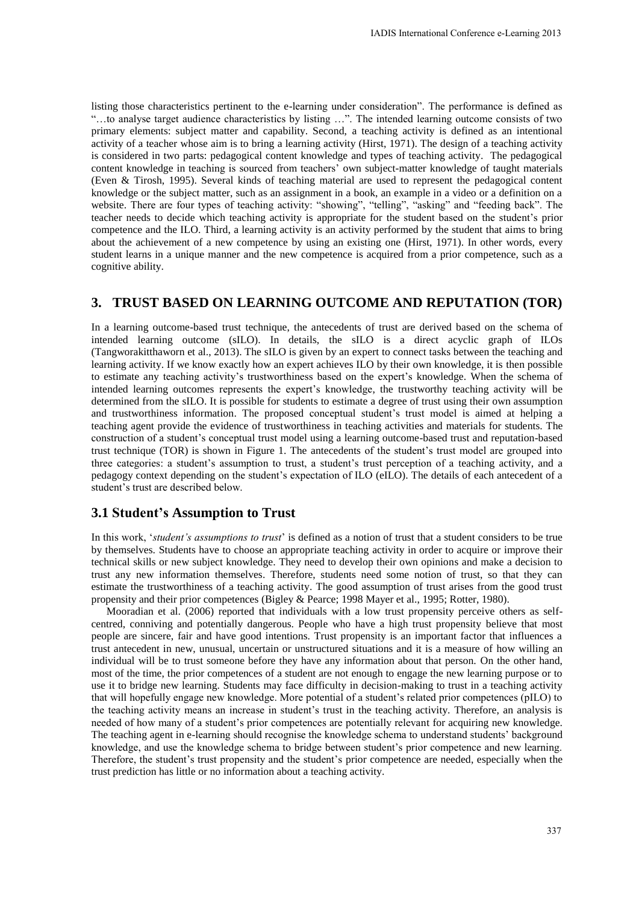listing those characteristics pertinent to the e-learning under consideration". The performance is defined as "…to analyse target audience characteristics by listing …". The intended learning outcome consists of two primary elements: subject matter and capability. Second, a teaching activity is defined as an intentional activity of a teacher whose aim is to bring a learning activity (Hirst, 1971). The design of a teaching activity is considered in two parts: pedagogical content knowledge and types of teaching activity. The pedagogical content knowledge in teaching is sourced from teachers' own subject-matter knowledge of taught materials (Even & Tirosh, 1995). Several kinds of teaching material are used to represent the pedagogical content knowledge or the subject matter, such as an assignment in a book, an example in a video or a definition on a website. There are four types of teaching activity: "showing", "telling", "asking" and "feeding back". The teacher needs to decide which teaching activity is appropriate for the student based on the student's prior competence and the ILO. Third, a learning activity is an activity performed by the student that aims to bring about the achievement of a new competence by using an existing one (Hirst, 1971). In other words, every student learns in a unique manner and the new competence is acquired from a prior competence, such as a cognitive ability.

## 3. TRUST BASED ON LEARNING OUTCOME AND REPUTATION (TOR)

In a learning outcome-based trust technique, the antecedents of trust are derived based on the schema of intended learning outcome (sILO). In details, the sILO is a direct acyclic graph of ILOs (Tangworakitthaworn et al., 2013). The sILO is given by an expert to connect tasks between the teaching and learning activity. If we know exactly how an expert achieves ILO by their own knowledge, it is then possible to estimate any teaching activity's trustworthiness based on the expert's knowledge. When the schema of intended learning outcomes represents the expert's knowledge, the trustworthy teaching activity will be determined from the sILO. It is possible for students to estimate a degree of trust using their own assumption and trustworthiness information. The proposed conceptual student's trust model is aimed at helping a teaching agent provide the evidence of trustworthiness in teaching activities and materials for students. The construction of a student's conceptual trust model using a learning outcome-based trust and reputation-based trust technique (TOR) is shown in Figure 1. The antecedents of the student's trust model are grouped into three categories: a student's assumption to trust, a student's trust perception of a teaching activity, and a pedagogy context depending on the student's expectation of ILO (eILO). The details of each antecedent of a student's trust are described below.

### 3.1 Student's Assumption to Trust

In this work, '*student's assumptions to trust*' is defined as a notion of trust that a student considers to be true by themselves. Students have to choose an appropriate teaching activity in order to acquire or improve their technical skills or new subject knowledge. They need to develop their own opinions and make a decision to trust any new information themselves. Therefore, students need some notion of trust, so that they can estimate the trustworthiness of a teaching activity. The good assumption of trust arises from the good trust propensity and their prior competences (Bigley & Pearce; 1998 Mayer et al., 1995; Rotter, 1980).

Mooradian et al. (2006) reported that individuals with a low trust propensity perceive others as self-centred, conniving and potentially dangerous. People who have a high trust propensity believe that most people are sincere, fair and have good intentions. Trust propensity is an important factor that influences a trust antecedent in new, unusual, uncertain or unstructured situations and it is a measure of how willing an individual will be to trust someone before they have any information about that person. On the other hand, most of the time, the prior competences of a student are not enough to engage the new learning purpose or to use it to bridge new learning. Students may face difficulty in decision-making to trust in a teaching activity that will hopefully engage new knowledge. More potential of a student's related prior competences (pILO) to the teaching activity means an increase in student's trust in the teaching activity. Therefore, an analysis is needed of how many of a student's prior competences are potentially relevant for acquiring new knowledge. The teaching agent in e-learning should recognise the knowledge schema to understand students' background knowledge, and use the knowledge schema to bridge between student's prior competence and new learning. Therefore, the student's trust propensity and the student's prior competence are needed, especially when the trust prediction has little or no information about a teaching activity.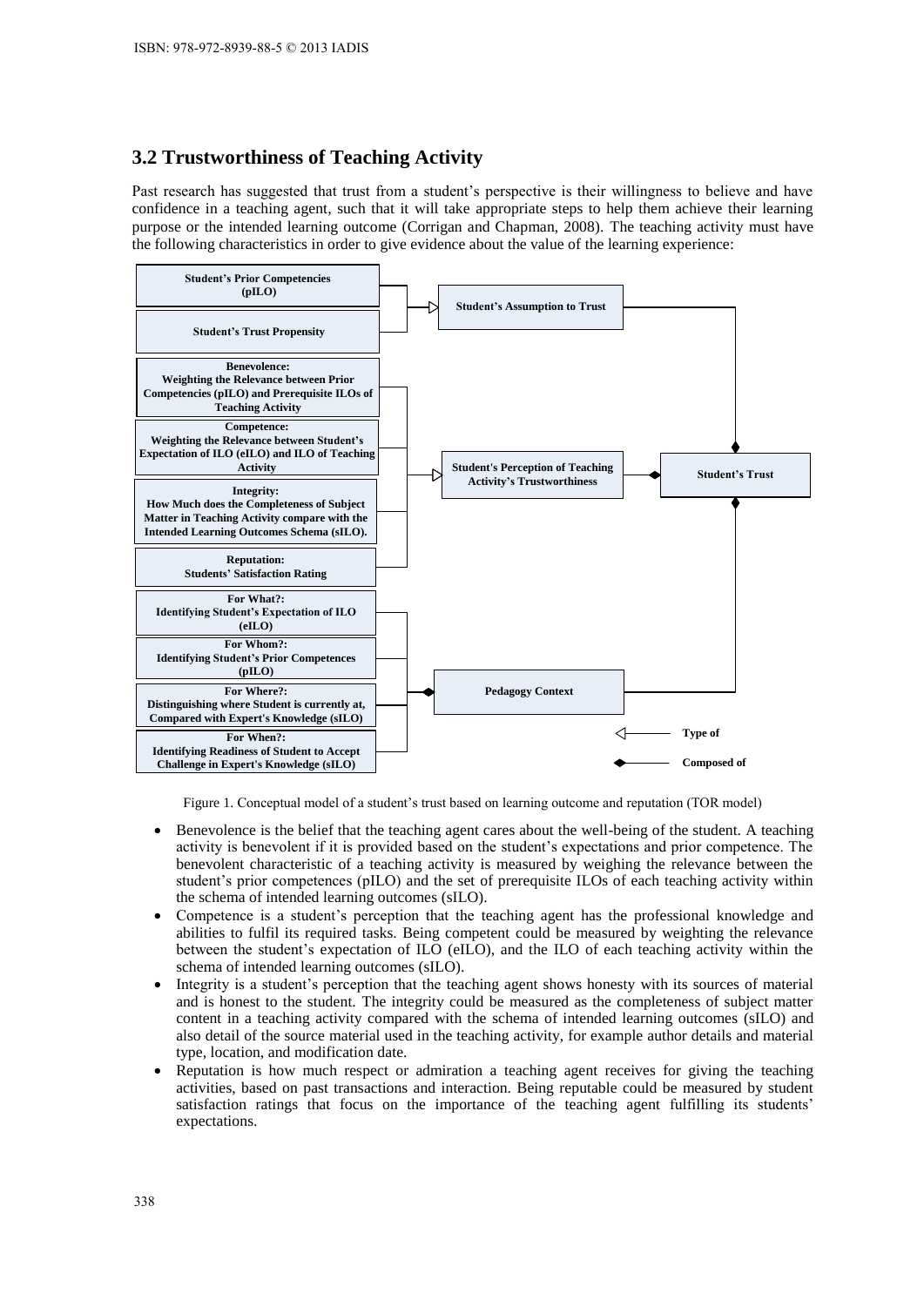## 3.2 Trustworthiness of Teaching Activity

Past research has suggested that trust from a student's perspective is their willingness to believe and have confidence in a teaching agent, such that it will take appropriate steps to help them achieve their learning purpose or the intended learning outcome (Corrigan and Chapman, 2008). The teaching activity must have the following characteristics in order to give evidence about the value of the learning experience:

Figure 1. Conceptual model of a student's trust based on learning outcome and reputation (TOR model)

- Benevolence is the belief that the teaching agent cares about the well-being of the student. A teaching activity is benevolent if it is provided based on the student's expectations and prior competence. The benevolent characteristic of a teaching activity is measured by weighing the relevance between the student's prior competences (pILO) and the set of prerequisite ILOs of each teaching activity within the schema of intended learning outcomes (sILO).
- Competence is a student's perception that the teaching agent has the professional knowledge and abilities to fulfil its required tasks. Being competent could be measured by weighting the relevance between the student's expectation of ILO (eILO), and the ILO of each teaching activity within the schema of intended learning outcomes (sILO).
- Integrity is a student's perception that the teaching agent shows honesty with its sources of material and is honest to the student. The integrity could be measured as the completeness of subject matter content in a teaching activity compared with the schema of intended learning outcomes (sILO) and also detail of the source material used in the teaching activity, for example author details and material type, location, and modification date.
- Reputation is how much respect or admiration a teaching agent receives for giving the teaching activities, based on past transactions and interaction. Being reputable could be measured by student satisfaction ratings that focus on the importance of the teaching agent fulfilling its students' expectations.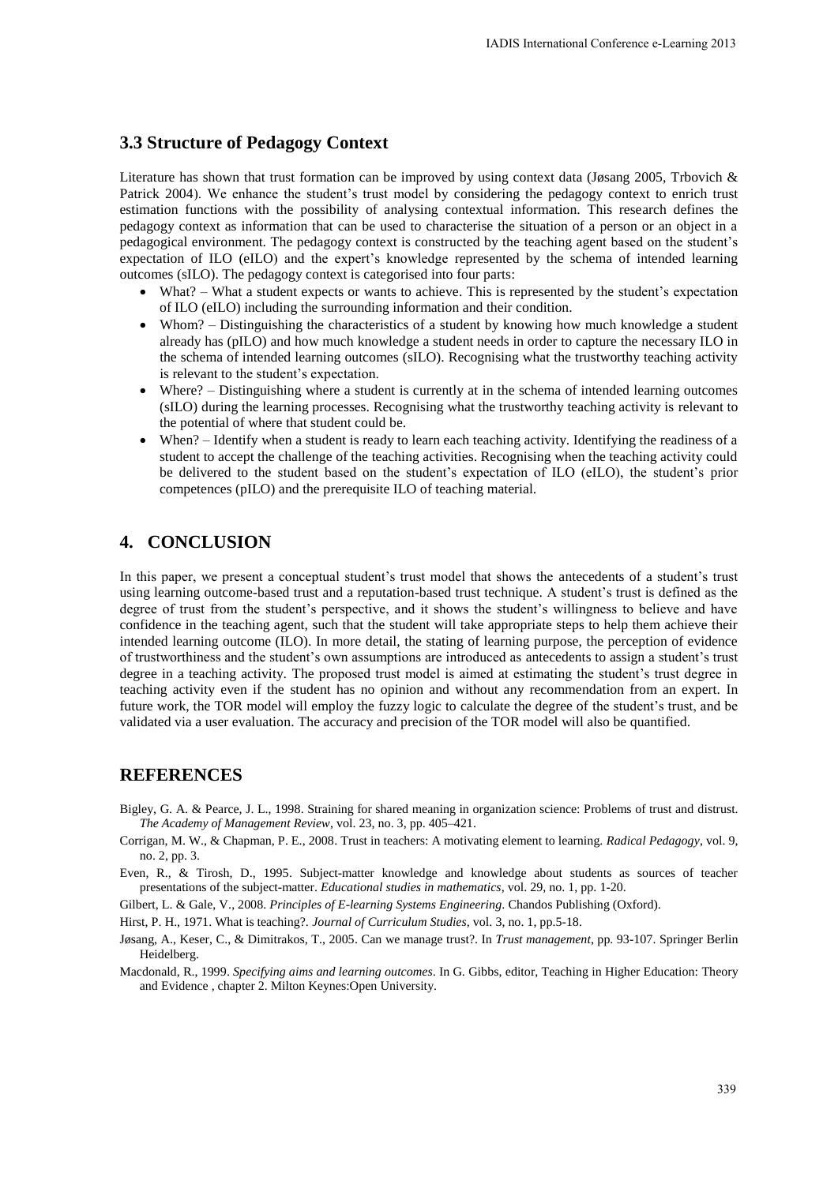### 3.3 Structure of Pedagogy Context

Literature has shown that trust formation can be improved by using context data (Jøsang 2005, Trbovich & Patrick 2004). We enhance the student's trust model by considering the pedagogy context to enrich trust estimation functions with the possibility of analysing contextual information. This research defines the pedagogy context as information that can be used to characterise the situation of a person or an object in a pedagogical environment. The pedagogy context is constructed by the teaching agent based on the student's expectation of ILO (eILO) and the expert's knowledge represented by the schema of intended learning outcomes (sILO). The pedagogy context is categorised into four parts:

- What? – What a student expects or wants to achieve. This is represented by the student's expectation of ILO (eILO) including the surrounding information and their condition.
- Whom? – Distinguishing the characteristics of a student by knowing how much knowledge a student already has (pILO) and how much knowledge a student needs in order to capture the necessary ILO in the schema of intended learning outcomes (sILO). Recognising what the trustworthy teaching activity is relevant to the student's expectation.
- Where? – Distinguishing where a student is currently at in the schema of intended learning outcomes (sILO) during the learning processes. Recognising what the trustworthy teaching activity is relevant to the potential of where that student could be.
- When? – Identify when a student is ready to learn each teaching activity. Identifying the readiness of a student to accept the challenge of the teaching activities. Recognising when the teaching activity could be delivered to the student based on the student's expectation of ILO (eILO), the student's prior competences (pILO) and the prerequisite ILO of teaching material.

## 4. CONCLUSION

In this paper, we present a conceptual student's trust model that shows the antecedents of a student's trust using learning outcome-based trust and a reputation-based trust technique. A student's trust is defined as the degree of trust from the student's perspective, and it shows the student's willingness to believe and have confidence in the teaching agent, such that the student will take appropriate steps to help them achieve their intended learning outcome (ILO). In more detail, the stating of learning purpose, the perception of evidence of trustworthiness and the student's own assumptions are introduced as antecedents to assign a student's trust degree in a teaching activity. The proposed trust model is aimed at estimating the student's trust degree in teaching activity even if the student has no opinion and without any recommendation from an expert. In future work, the TOR model will employ the fuzzy logic to calculate the degree of the student's trust, and be validated via a user evaluation. The accuracy and precision of the TOR model will also be quantified.

## REFERENCES

Bigley, G. A. & Pearce, J. L., 1998. Straining for shared meaning in organization science: Problems of trust and distrust. *The Academy of Management Review*, vol. 23, no. 3, pp. 405–421.

Corrigan, M. W., & Chapman, P. E., 2008. Trust in teachers: A motivating element to learning. *Radical Pedagogy*, vol. 9, no. 2, pp. 3.

Even, R., & Tirosh, D., 1995. Subject-matter knowledge and knowledge about students as sources of teacher presentations of the subject-matter. *Educational studies in mathematics*, vol. 29, no. 1, pp. 1-20.

Gilbert, L. & Gale, V., 2008. *Principles of E-learning Systems Engineering*. Chandos Publishing (Oxford).

Hirst, P. H., 1971. What is teaching?. *Journal of Curriculum Studies*, vol. 3, no. 1, pp.5-18.

Jøsang, A., Keser, C., & Dimitrakos, T., 2005. Can we manage trust?. In *Trust management*, pp. 93-107. Springer Berlin Heidelberg.

Macdonald, R., 1999. *Specifying aims and learning outcomes*. In G. Gibbs, editor, Teaching in Higher Education: Theory and Evidence , chapter 2. Milton Keynes:Open University.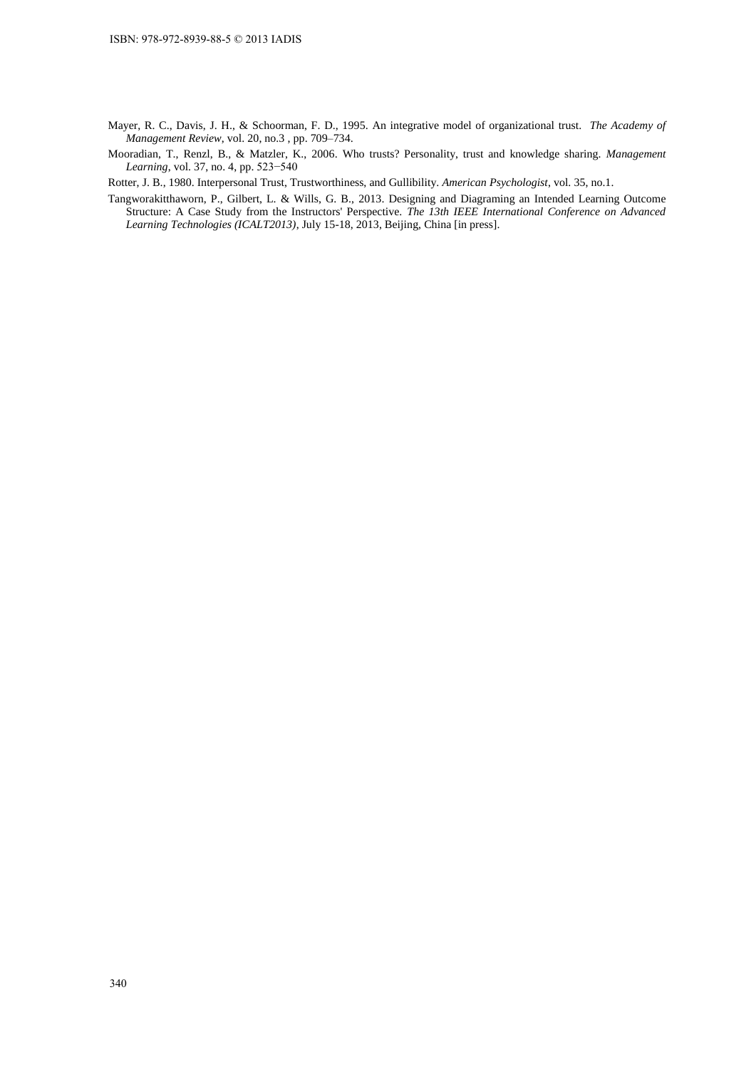Mayer, R. C., Davis, J. H., & Schoorman, F. D., 1995. An integrative model of organizational trust. *The Academy of Management Review*, vol. 20, no.3 , pp. 709–734.

Mooradian, T., Renzl, B., & Matzler, K., 2006. Who trusts? Personality, trust and knowledge sharing. *Management Learning*, vol. 37, no. 4, pp. 523−540

Rotter, J. B., 1980. Interpersonal Trust, Trustworthiness, and Gullibility. *American Psychologist*, vol. 35, no.1.

Tangworakitthaworn, P., Gilbert, L. & Wills, G. B., 2013. Designing and Diagraming an Intended Learning Outcome Structure: A Case Study from the Instructors' Perspective. *The 13th IEEE International Conference on Advanced Learning Technologies (ICALT2013)*, July 15-18, 2013, Beijing, China [in press].